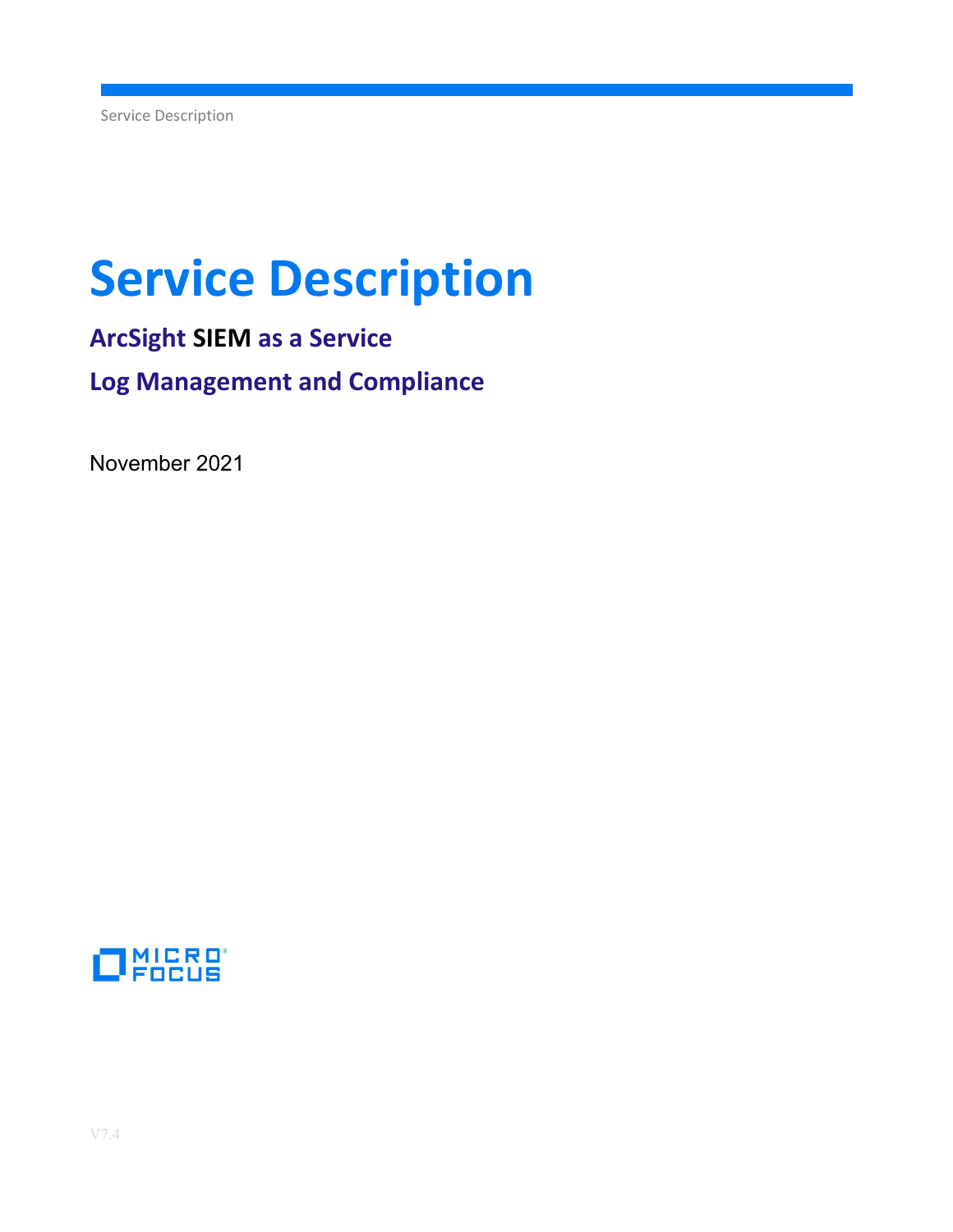# Service Description

## ArcSight SIEM as a Service

## Log Management and Compliance

November 2021

V7.4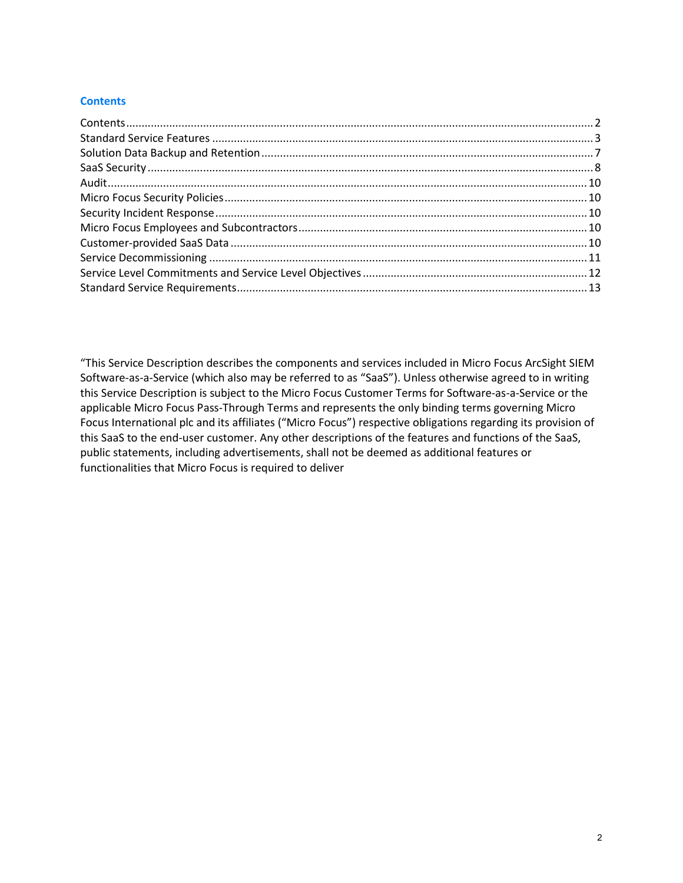## Contents

- Contents ........ 2
- Standard Service Features ........ 3
- Solution Data Backup and Retention ........ 7
- SaaS Security ........ 8
- Audit ........ 10
- Micro Focus Security Policies ........ 10
- Security Incident Response ........ 10
- Micro Focus Employees and Subcontractors ........ 10
- Customer-provided SaaS Data ........ 10
- Service Decommissioning ........ 11
- Service Level Commitments and Service Level Objectives ........ 12
- Standard Service Requirements ........ 13

"This Service Description describes the components and services included in Micro Focus ArcSight SIEM Software-as-a-Service (which also may be referred to as "SaaS"). Unless otherwise agreed to in writing this Service Description is subject to the Micro Focus Customer Terms for Software-as-a-Service or the applicable Micro Focus Pass-Through Terms and represents the only binding terms governing Micro Focus International plc and its affiliates ("Micro Focus") respective obligations regarding its provision of this SaaS to the end-user customer. Any other descriptions of the features and functions of the SaaS, public statements, including advertisements, shall not be deemed as additional features or functionalities that Micro Focus is required to deliver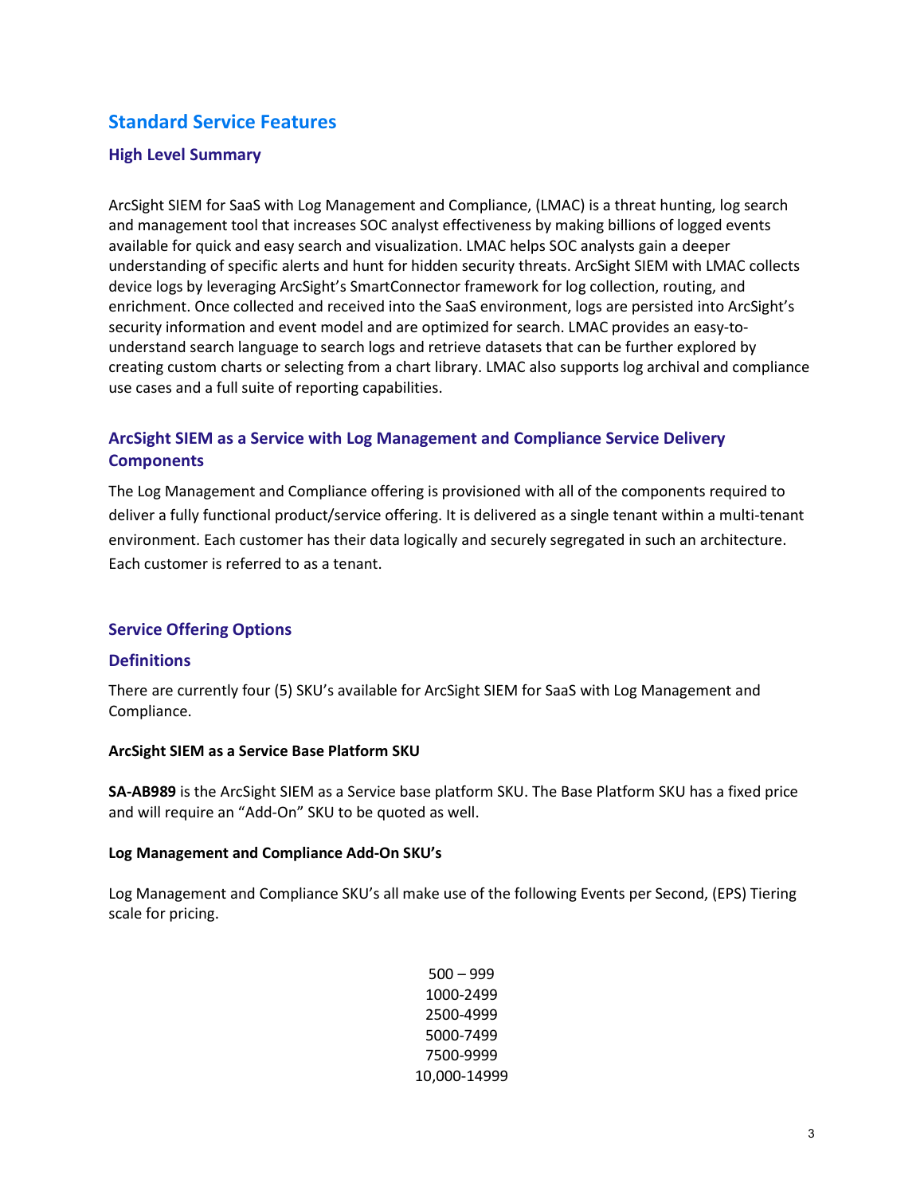# Standard Service Features

## High Level Summary

ArcSight SIEM for SaaS with Log Management and Compliance, (LMAC) is a threat hunting, log search and management tool that increases SOC analyst effectiveness by making billions of logged events available for quick and easy search and visualization. LMAC helps SOC analysts gain a deeper understanding of specific alerts and hunt for hidden security threats. ArcSight SIEM with LMAC collects device logs by leveraging ArcSight's SmartConnector framework for log collection, routing, and enrichment. Once collected and received into the SaaS environment, logs are persisted into ArcSight's security information and event model and are optimized for search. LMAC provides an easy-to-understand search language to search logs and retrieve datasets that can be further explored by creating custom charts or selecting from a chart library. LMAC also supports log archival and compliance use cases and a full suite of reporting capabilities.

## ArcSight SIEM as a Service with Log Management and Compliance Service Delivery Components

The Log Management and Compliance offering is provisioned with all of the components required to deliver a fully functional product/service offering. It is delivered as a single tenant within a multi-tenant environment. Each customer has their data logically and securely segregated in such an architecture. Each customer is referred to as a tenant.

## Service Offering Options

## Definitions

There are currently four (5) SKU's available for ArcSight SIEM for SaaS with Log Management and Compliance.

**ArcSight SIEM as a Service Base Platform SKU**

**SA-AB989** is the ArcSight SIEM as a Service base platform SKU. The Base Platform SKU has a fixed price and will require an "Add-On" SKU to be quoted as well.

**Log Management and Compliance Add-On SKU's**

Log Management and Compliance SKU's all make use of the following Events per Second, (EPS) Tiering scale for pricing.

500 – 999
1000-2499
2500-4999
5000-7499
7500-9999
10,000-14999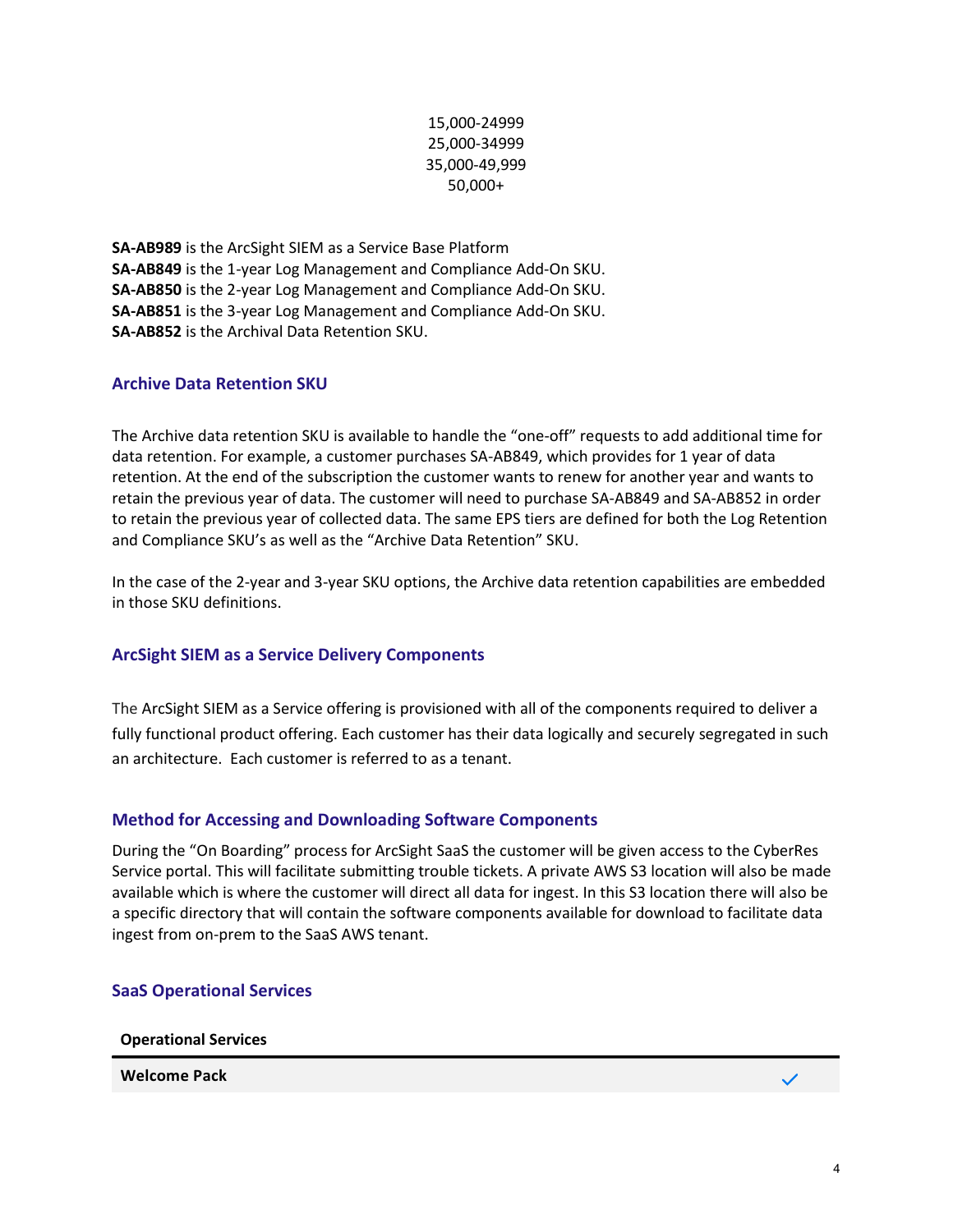15,000-24999
25,000-34999
35,000-49,999
50,000+

**SA-AB989** is the ArcSight SIEM as a Service Base Platform
**SA-AB849** is the 1-year Log Management and Compliance Add-On SKU.
**SA-AB850** is the 2-year Log Management and Compliance Add-On SKU.
**SA-AB851** is the 3-year Log Management and Compliance Add-On SKU.
**SA-AB852** is the Archival Data Retention SKU.

## Archive Data Retention SKU

The Archive data retention SKU is available to handle the "one-off" requests to add additional time for data retention. For example, a customer purchases SA-AB849, which provides for 1 year of data retention. At the end of the subscription the customer wants to renew for another year and wants to retain the previous year of data. The customer will need to purchase SA-AB849 and SA-AB852 in order to retain the previous year of collected data. The same EPS tiers are defined for both the Log Retention and Compliance SKU's as well as the "Archive Data Retention" SKU.

In the case of the 2-year and 3-year SKU options, the Archive data retention capabilities are embedded in those SKU definitions.

## ArcSight SIEM as a Service Delivery Components

The ArcSight SIEM as a Service offering is provisioned with all of the components required to deliver a fully functional product offering. Each customer has their data logically and securely segregated in such an architecture. Each customer is referred to as a tenant.

## Method for Accessing and Downloading Software Components

During the "On Boarding" process for ArcSight SaaS the customer will be given access to the CyberRes Service portal. This will facilitate submitting trouble tickets. A private AWS S3 location will also be made available which is where the customer will direct all data for ingest. In this S3 location there will also be a specific directory that will contain the software components available for download to facilitate data ingest from on-prem to the SaaS AWS tenant.

## SaaS Operational Services

| Operational Services | |
|---|---|
| **Welcome Pack** | ✓ |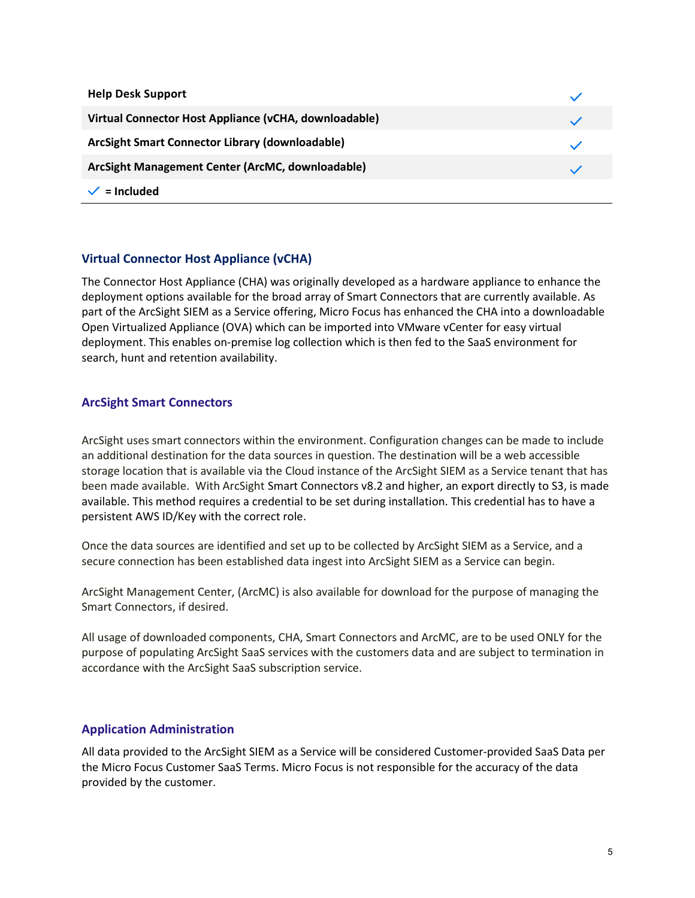| | |
|---|---|
| **Help Desk Support** | ✓ |
| **Virtual Connector Host Appliance (vCHA, downloadable)** | ✓ |
| **ArcSight Smart Connector Library (downloadable)** | ✓ |
| **ArcSight Management Center (ArcMC, downloadable)** | ✓ |

✓ **= Included**

## Virtual Connector Host Appliance (vCHA)

The Connector Host Appliance (CHA) was originally developed as a hardware appliance to enhance the deployment options available for the broad array of Smart Connectors that are currently available. As part of the ArcSight SIEM as a Service offering, Micro Focus has enhanced the CHA into a downloadable Open Virtualized Appliance (OVA) which can be imported into VMware vCenter for easy virtual deployment. This enables on-premise log collection which is then fed to the SaaS environment for search, hunt and retention availability.

## ArcSight Smart Connectors

ArcSight uses smart connectors within the environment. Configuration changes can be made to include an additional destination for the data sources in question. The destination will be a web accessible storage location that is available via the Cloud instance of the ArcSight SIEM as a Service tenant that has been made available. With ArcSight Smart Connectors v8.2 and higher, an export directly to S3, is made available. This method requires a credential to be set during installation. This credential has to have a persistent AWS ID/Key with the correct role.

Once the data sources are identified and set up to be collected by ArcSight SIEM as a Service, and a secure connection has been established data ingest into ArcSight SIEM as a Service can begin.

ArcSight Management Center, (ArcMC) is also available for download for the purpose of managing the Smart Connectors, if desired.

All usage of downloaded components, CHA, Smart Connectors and ArcMC, are to be used ONLY for the purpose of populating ArcSight SaaS services with the customers data and are subject to termination in accordance with the ArcSight SaaS subscription service.

## Application Administration

All data provided to the ArcSight SIEM as a Service will be considered Customer-provided SaaS Data per the Micro Focus Customer SaaS Terms. Micro Focus is not responsible for the accuracy of the data provided by the customer.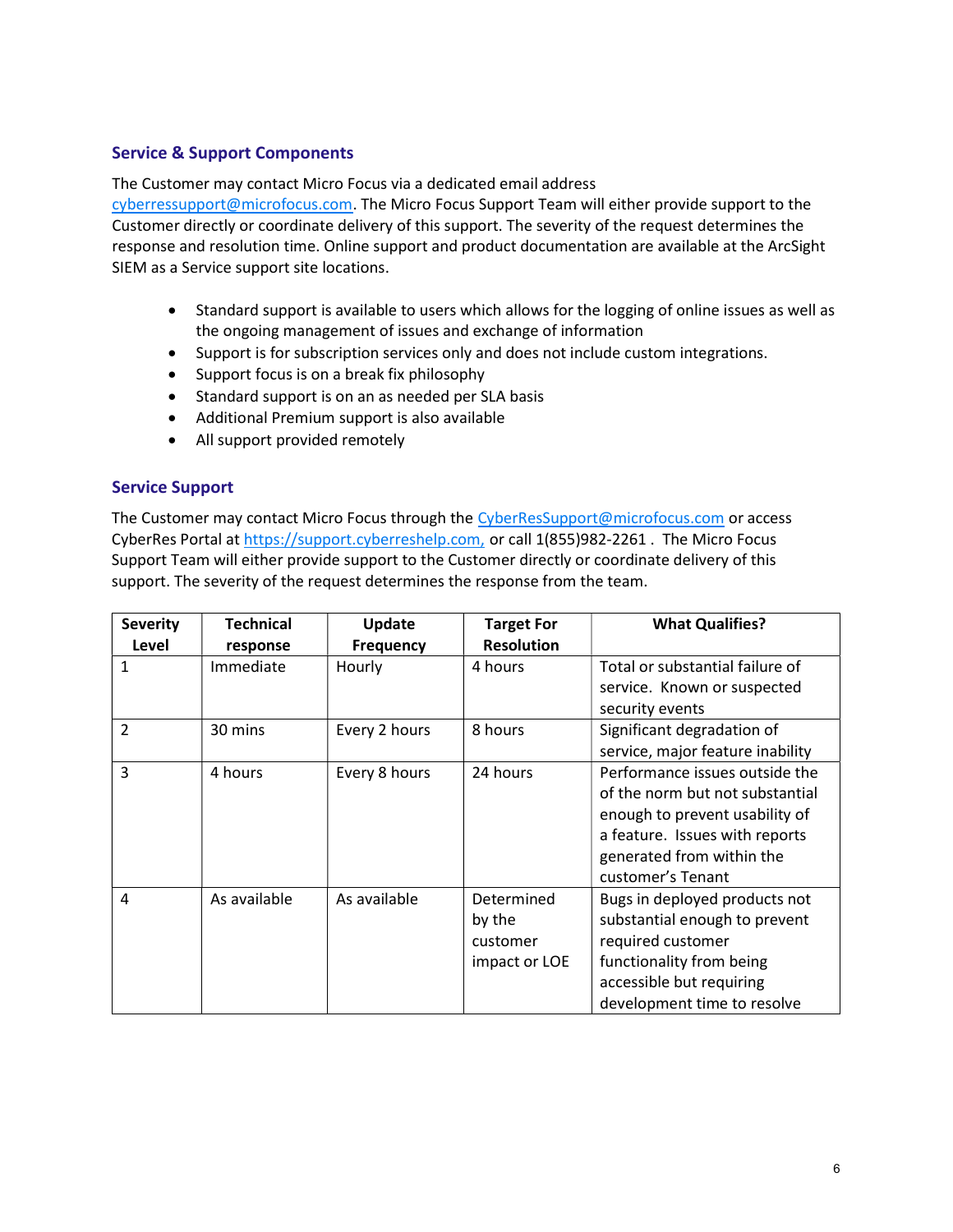## Service & Support Components

The Customer may contact Micro Focus via a dedicated email address cyberressupport@microfocus.com. The Micro Focus Support Team will either provide support to the Customer directly or coordinate delivery of this support. The severity of the request determines the response and resolution time. Online support and product documentation are available at the ArcSight SIEM as a Service support site locations.

- Standard support is available to users which allows for the logging of online issues as well as the ongoing management of issues and exchange of information
- Support is for subscription services only and does not include custom integrations.
- Support focus is on a break fix philosophy
- Standard support is on an as needed per SLA basis
- Additional Premium support is also available
- All support provided remotely

## Service Support

The Customer may contact Micro Focus through the CyberResSupport@microfocus.com or access CyberRes Portal at https://support.cyberreshelp.com, or call 1(855)982-2261 . The Micro Focus Support Team will either provide support to the Customer directly or coordinate delivery of this support. The severity of the request determines the response from the team.

| Severity Level | Technical response | Update Frequency | Target For Resolution | What Qualifies? |
|---|---|---|---|---|
| 1 | Immediate | Hourly | 4 hours | Total or substantial failure of service. Known or suspected security events |
| 2 | 30 mins | Every 2 hours | 8 hours | Significant degradation of service, major feature inability |
| 3 | 4 hours | Every 8 hours | 24 hours | Performance issues outside the of the norm but not substantial enough to prevent usability of a feature. Issues with reports generated from within the customer's Tenant |
| 4 | As available | As available | Determined by the customer impact or LOE | Bugs in deployed products not substantial enough to prevent required customer functionality from being accessible but requiring development time to resolve |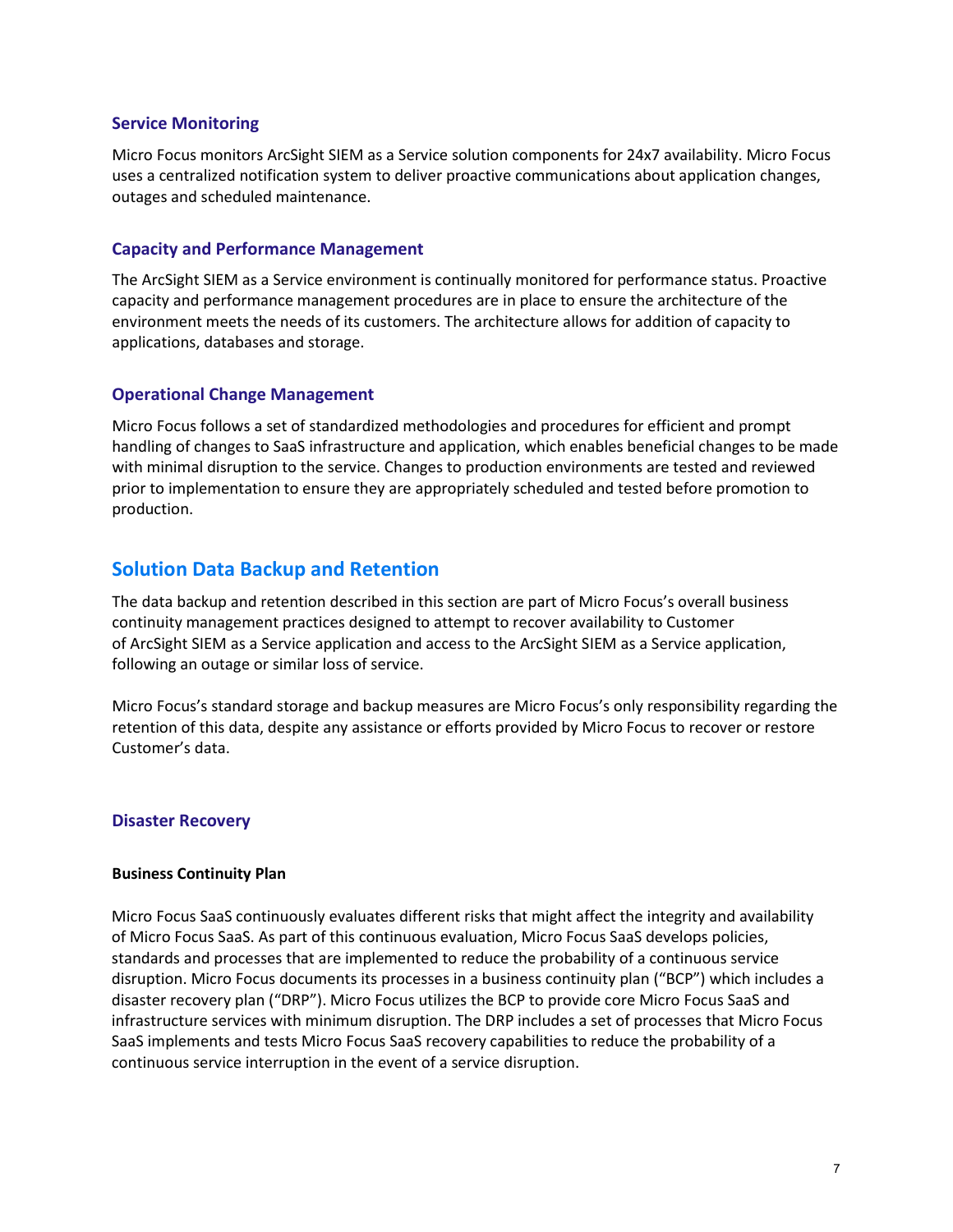### Service Monitoring

Micro Focus monitors ArcSight SIEM as a Service solution components for 24x7 availability. Micro Focus uses a centralized notification system to deliver proactive communications about application changes, outages and scheduled maintenance.

### Capacity and Performance Management

The ArcSight SIEM as a Service environment is continually monitored for performance status. Proactive capacity and performance management procedures are in place to ensure the architecture of the environment meets the needs of its customers. The architecture allows for addition of capacity to applications, databases and storage.

### Operational Change Management

Micro Focus follows a set of standardized methodologies and procedures for efficient and prompt handling of changes to SaaS infrastructure and application, which enables beneficial changes to be made with minimal disruption to the service. Changes to production environments are tested and reviewed prior to implementation to ensure they are appropriately scheduled and tested before promotion to production.

## Solution Data Backup and Retention

The data backup and retention described in this section are part of Micro Focus's overall business continuity management practices designed to attempt to recover availability to Customer of ArcSight SIEM as a Service application and access to the ArcSight SIEM as a Service application, following an outage or similar loss of service.

Micro Focus's standard storage and backup measures are Micro Focus's only responsibility regarding the retention of this data, despite any assistance or efforts provided by Micro Focus to recover or restore Customer's data.

### Disaster Recovery

**Business Continuity Plan**

Micro Focus SaaS continuously evaluates different risks that might affect the integrity and availability of Micro Focus SaaS. As part of this continuous evaluation, Micro Focus SaaS develops policies, standards and processes that are implemented to reduce the probability of a continuous service disruption. Micro Focus documents its processes in a business continuity plan ("BCP") which includes a disaster recovery plan ("DRP"). Micro Focus utilizes the BCP to provide core Micro Focus SaaS and infrastructure services with minimum disruption. The DRP includes a set of processes that Micro Focus SaaS implements and tests Micro Focus SaaS recovery capabilities to reduce the probability of a continuous service interruption in the event of a service disruption.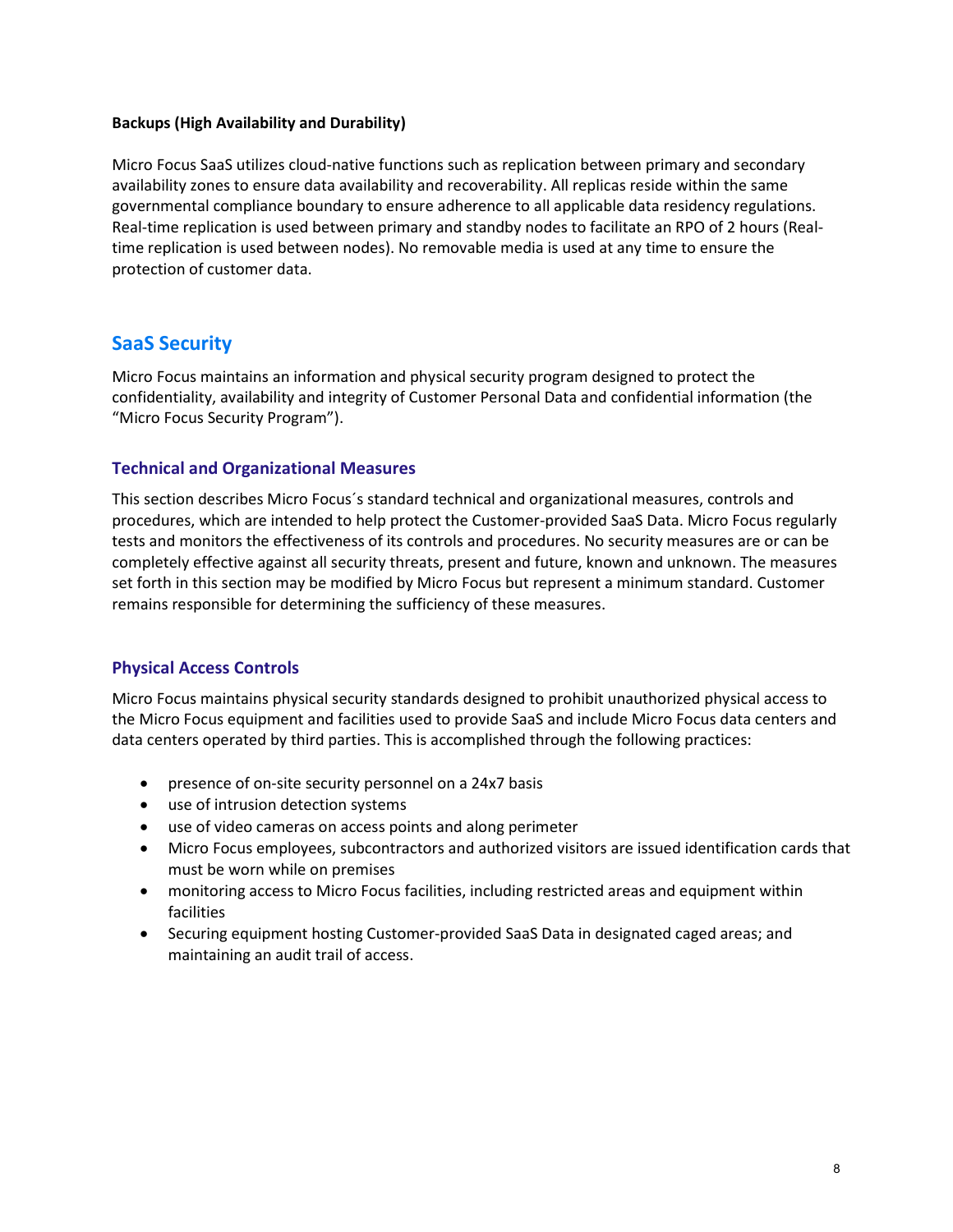**Backups (High Availability and Durability)**

Micro Focus SaaS utilizes cloud-native functions such as replication between primary and secondary availability zones to ensure data availability and recoverability. All replicas reside within the same governmental compliance boundary to ensure adherence to all applicable data residency regulations. Real-time replication is used between primary and standby nodes to facilitate an RPO of 2 hours (Real-time replication is used between nodes). No removable media is used at any time to ensure the protection of customer data.

## SaaS Security

Micro Focus maintains an information and physical security program designed to protect the confidentiality, availability and integrity of Customer Personal Data and confidential information (the "Micro Focus Security Program").

### Technical and Organizational Measures

This section describes Micro Focus´s standard technical and organizational measures, controls and procedures, which are intended to help protect the Customer-provided SaaS Data. Micro Focus regularly tests and monitors the effectiveness of its controls and procedures. No security measures are or can be completely effective against all security threats, present and future, known and unknown. The measures set forth in this section may be modified by Micro Focus but represent a minimum standard. Customer remains responsible for determining the sufficiency of these measures.

### Physical Access Controls

Micro Focus maintains physical security standards designed to prohibit unauthorized physical access to the Micro Focus equipment and facilities used to provide SaaS and include Micro Focus data centers and data centers operated by third parties. This is accomplished through the following practices:

- presence of on-site security personnel on a 24x7 basis
- use of intrusion detection systems
- use of video cameras on access points and along perimeter
- Micro Focus employees, subcontractors and authorized visitors are issued identification cards that must be worn while on premises
- monitoring access to Micro Focus facilities, including restricted areas and equipment within facilities
- Securing equipment hosting Customer-provided SaaS Data in designated caged areas; and maintaining an audit trail of access.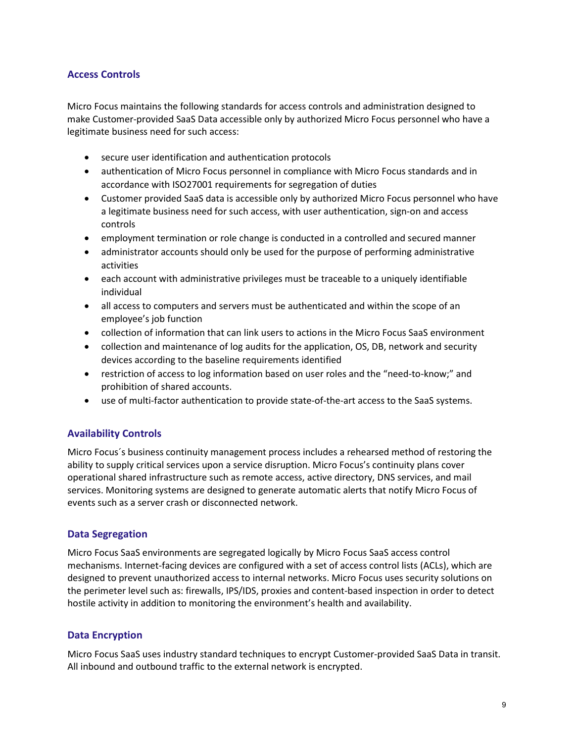## Access Controls

Micro Focus maintains the following standards for access controls and administration designed to make Customer-provided SaaS Data accessible only by authorized Micro Focus personnel who have a legitimate business need for such access:

- secure user identification and authentication protocols
- authentication of Micro Focus personnel in compliance with Micro Focus standards and in accordance with ISO27001 requirements for segregation of duties
- Customer provided SaaS data is accessible only by authorized Micro Focus personnel who have a legitimate business need for such access, with user authentication, sign-on and access controls
- employment termination or role change is conducted in a controlled and secured manner
- administrator accounts should only be used for the purpose of performing administrative activities
- each account with administrative privileges must be traceable to a uniquely identifiable individual
- all access to computers and servers must be authenticated and within the scope of an employee's job function
- collection of information that can link users to actions in the Micro Focus SaaS environment
- collection and maintenance of log audits for the application, OS, DB, network and security devices according to the baseline requirements identified
- restriction of access to log information based on user roles and the "need-to-know;" and prohibition of shared accounts.
- use of multi-factor authentication to provide state-of-the-art access to the SaaS systems.

## Availability Controls

Micro Focus´s business continuity management process includes a rehearsed method of restoring the ability to supply critical services upon a service disruption. Micro Focus's continuity plans cover operational shared infrastructure such as remote access, active directory, DNS services, and mail services. Monitoring systems are designed to generate automatic alerts that notify Micro Focus of events such as a server crash or disconnected network.

## Data Segregation

Micro Focus SaaS environments are segregated logically by Micro Focus SaaS access control mechanisms. Internet-facing devices are configured with a set of access control lists (ACLs), which are designed to prevent unauthorized access to internal networks. Micro Focus uses security solutions on the perimeter level such as: firewalls, IPS/IDS, proxies and content-based inspection in order to detect hostile activity in addition to monitoring the environment's health and availability.

## Data Encryption

Micro Focus SaaS uses industry standard techniques to encrypt Customer-provided SaaS Data in transit. All inbound and outbound traffic to the external network is encrypted.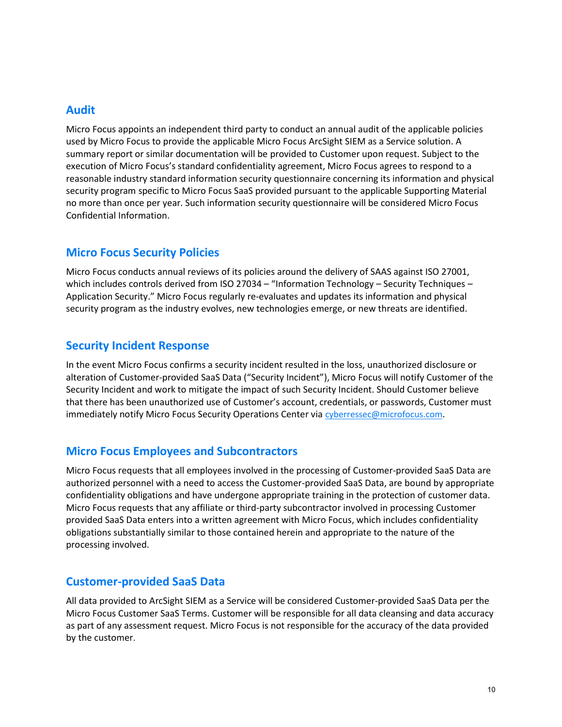## Audit

Micro Focus appoints an independent third party to conduct an annual audit of the applicable policies used by Micro Focus to provide the applicable Micro Focus ArcSight SIEM as a Service solution. A summary report or similar documentation will be provided to Customer upon request. Subject to the execution of Micro Focus's standard confidentiality agreement, Micro Focus agrees to respond to a reasonable industry standard information security questionnaire concerning its information and physical security program specific to Micro Focus SaaS provided pursuant to the applicable Supporting Material no more than once per year. Such information security questionnaire will be considered Micro Focus Confidential Information.

## Micro Focus Security Policies

Micro Focus conducts annual reviews of its policies around the delivery of SAAS against ISO 27001, which includes controls derived from ISO 27034 – "Information Technology – Security Techniques – Application Security." Micro Focus regularly re-evaluates and updates its information and physical security program as the industry evolves, new technologies emerge, or new threats are identified.

## Security Incident Response

In the event Micro Focus confirms a security incident resulted in the loss, unauthorized disclosure or alteration of Customer-provided SaaS Data ("Security Incident"), Micro Focus will notify Customer of the Security Incident and work to mitigate the impact of such Security Incident. Should Customer believe that there has been unauthorized use of Customer's account, credentials, or passwords, Customer must immediately notify Micro Focus Security Operations Center via cyberressec@microfocus.com.

## Micro Focus Employees and Subcontractors

Micro Focus requests that all employees involved in the processing of Customer-provided SaaS Data are authorized personnel with a need to access the Customer-provided SaaS Data, are bound by appropriate confidentiality obligations and have undergone appropriate training in the protection of customer data. Micro Focus requests that any affiliate or third-party subcontractor involved in processing Customer provided SaaS Data enters into a written agreement with Micro Focus, which includes confidentiality obligations substantially similar to those contained herein and appropriate to the nature of the processing involved.

## Customer-provided SaaS Data

All data provided to ArcSight SIEM as a Service will be considered Customer-provided SaaS Data per the Micro Focus Customer SaaS Terms. Customer will be responsible for all data cleansing and data accuracy as part of any assessment request. Micro Focus is not responsible for the accuracy of the data provided by the customer.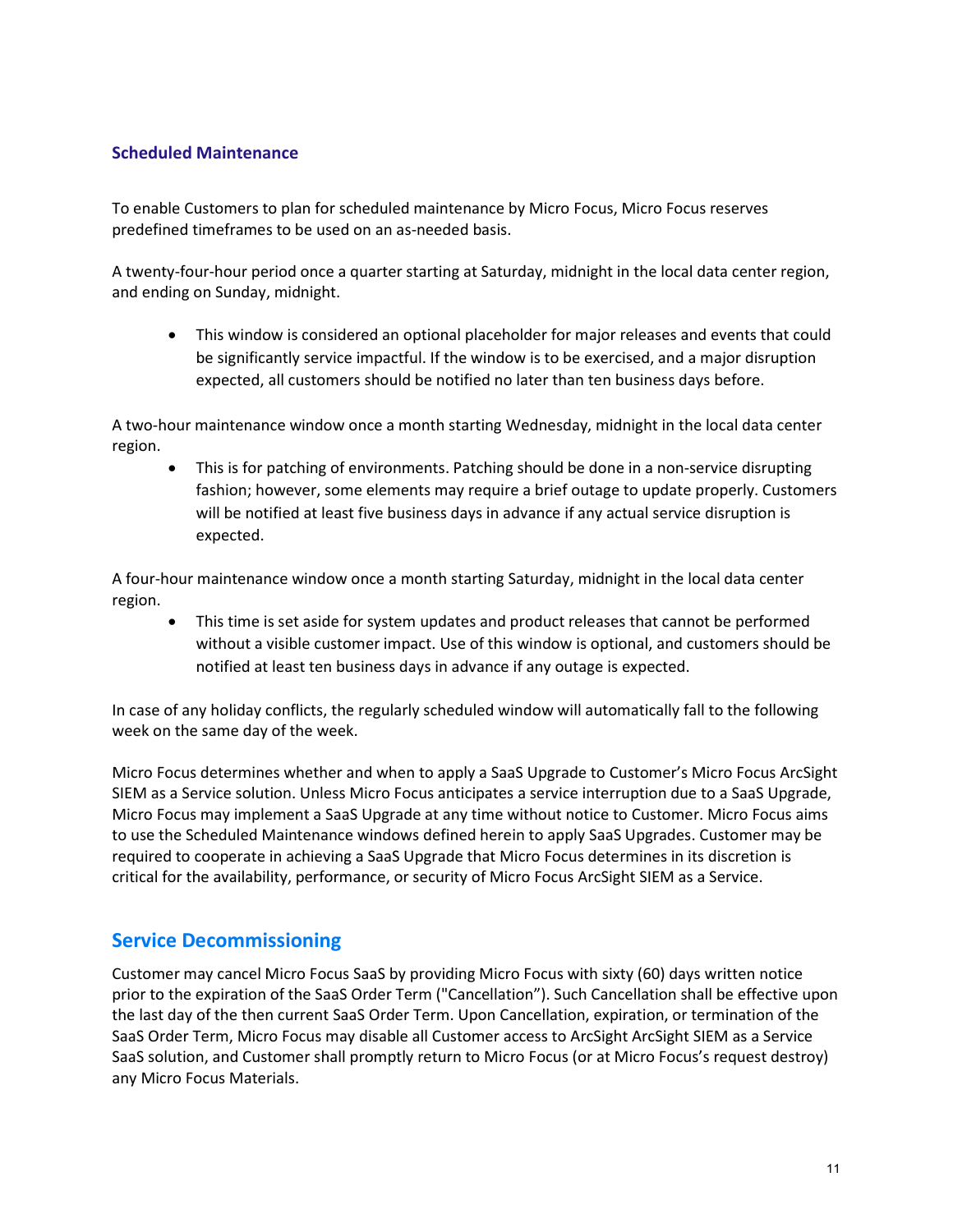### Scheduled Maintenance

To enable Customers to plan for scheduled maintenance by Micro Focus, Micro Focus reserves predefined timeframes to be used on an as-needed basis.

A twenty-four-hour period once a quarter starting at Saturday, midnight in the local data center region, and ending on Sunday, midnight.

- This window is considered an optional placeholder for major releases and events that could be significantly service impactful. If the window is to be exercised, and a major disruption expected, all customers should be notified no later than ten business days before.

A two-hour maintenance window once a month starting Wednesday, midnight in the local data center region.

- This is for patching of environments. Patching should be done in a non-service disrupting fashion; however, some elements may require a brief outage to update properly. Customers will be notified at least five business days in advance if any actual service disruption is expected.

A four-hour maintenance window once a month starting Saturday, midnight in the local data center region.

- This time is set aside for system updates and product releases that cannot be performed without a visible customer impact. Use of this window is optional, and customers should be notified at least ten business days in advance if any outage is expected.

In case of any holiday conflicts, the regularly scheduled window will automatically fall to the following week on the same day of the week.

Micro Focus determines whether and when to apply a SaaS Upgrade to Customer's Micro Focus ArcSight SIEM as a Service solution. Unless Micro Focus anticipates a service interruption due to a SaaS Upgrade, Micro Focus may implement a SaaS Upgrade at any time without notice to Customer. Micro Focus aims to use the Scheduled Maintenance windows defined herein to apply SaaS Upgrades. Customer may be required to cooperate in achieving a SaaS Upgrade that Micro Focus determines in its discretion is critical for the availability, performance, or security of Micro Focus ArcSight SIEM as a Service.

## Service Decommissioning

Customer may cancel Micro Focus SaaS by providing Micro Focus with sixty (60) days written notice prior to the expiration of the SaaS Order Term ("Cancellation"). Such Cancellation shall be effective upon the last day of the then current SaaS Order Term. Upon Cancellation, expiration, or termination of the SaaS Order Term, Micro Focus may disable all Customer access to ArcSight ArcSight SIEM as a Service SaaS solution, and Customer shall promptly return to Micro Focus (or at Micro Focus's request destroy) any Micro Focus Materials.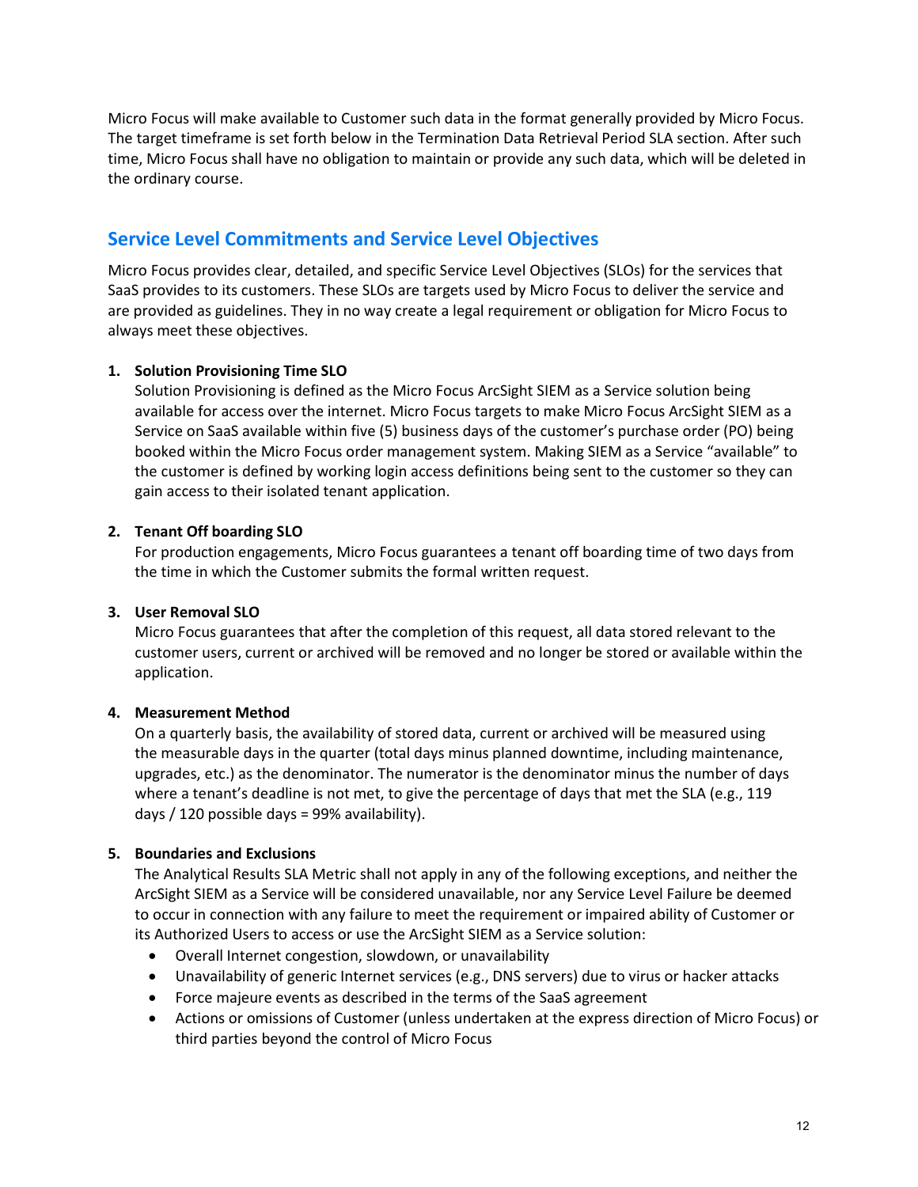Micro Focus will make available to Customer such data in the format generally provided by Micro Focus. The target timeframe is set forth below in the Termination Data Retrieval Period SLA section. After such time, Micro Focus shall have no obligation to maintain or provide any such data, which will be deleted in the ordinary course.

## Service Level Commitments and Service Level Objectives

Micro Focus provides clear, detailed, and specific Service Level Objectives (SLOs) for the services that SaaS provides to its customers. These SLOs are targets used by Micro Focus to deliver the service and are provided as guidelines. They in no way create a legal requirement or obligation for Micro Focus to always meet these objectives.

1. **Solution Provisioning Time SLO**
   Solution Provisioning is defined as the Micro Focus ArcSight SIEM as a Service solution being available for access over the internet. Micro Focus targets to make Micro Focus ArcSight SIEM as a Service on SaaS available within five (5) business days of the customer's purchase order (PO) being booked within the Micro Focus order management system. Making SIEM as a Service "available" to the customer is defined by working login access definitions being sent to the customer so they can gain access to their isolated tenant application.

2. **Tenant Off boarding SLO**
   For production engagements, Micro Focus guarantees a tenant off boarding time of two days from the time in which the Customer submits the formal written request.

3. **User Removal SLO**
   Micro Focus guarantees that after the completion of this request, all data stored relevant to the customer users, current or archived will be removed and no longer be stored or available within the application.

4. **Measurement Method**
   On a quarterly basis, the availability of stored data, current or archived will be measured using the measurable days in the quarter (total days minus planned downtime, including maintenance, upgrades, etc.) as the denominator. The numerator is the denominator minus the number of days where a tenant's deadline is not met, to give the percentage of days that met the SLA (e.g., 119 days / 120 possible days = 99% availability).

5. **Boundaries and Exclusions**
   The Analytical Results SLA Metric shall not apply in any of the following exceptions, and neither the ArcSight SIEM as a Service will be considered unavailable, nor any Service Level Failure be deemed to occur in connection with any failure to meet the requirement or impaired ability of Customer or its Authorized Users to access or use the ArcSight SIEM as a Service solution:
   - Overall Internet congestion, slowdown, or unavailability
   - Unavailability of generic Internet services (e.g., DNS servers) due to virus or hacker attacks
   - Force majeure events as described in the terms of the SaaS agreement
   - Actions or omissions of Customer (unless undertaken at the express direction of Micro Focus) or third parties beyond the control of Micro Focus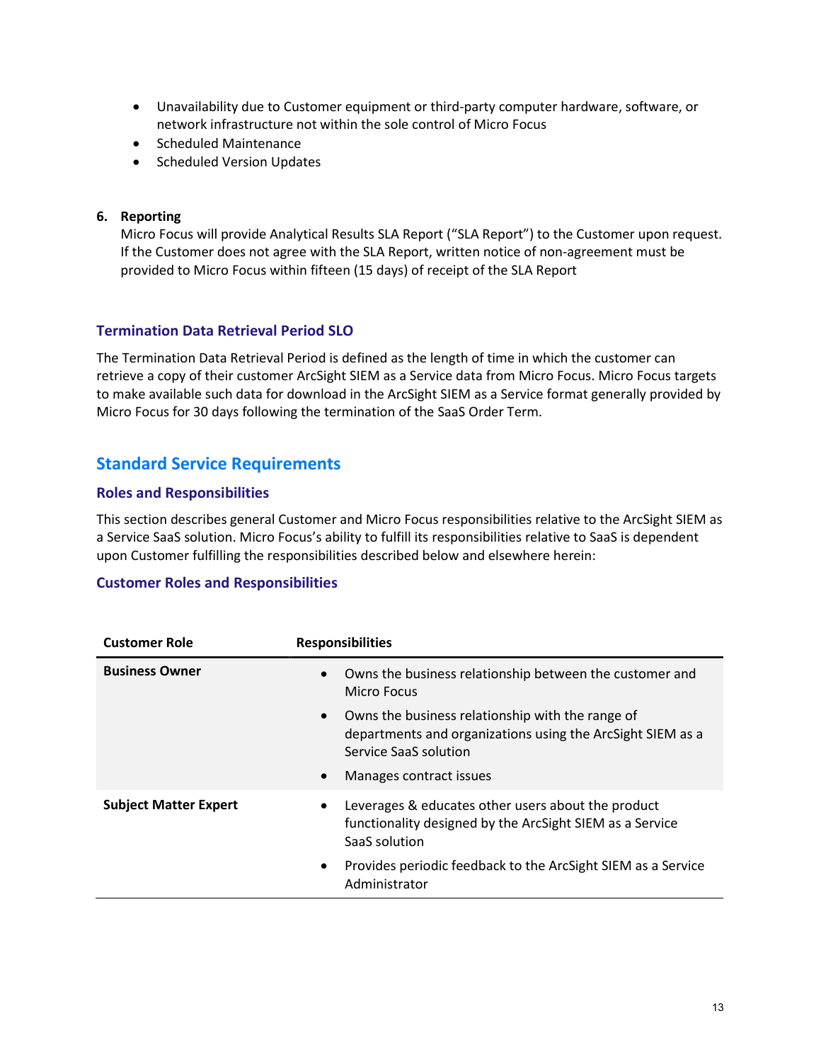- Unavailability due to Customer equipment or third-party computer hardware, software, or network infrastructure not within the sole control of Micro Focus
- Scheduled Maintenance
- Scheduled Version Updates

**6. Reporting**

Micro Focus will provide Analytical Results SLA Report ("SLA Report") to the Customer upon request. If the Customer does not agree with the SLA Report, written notice of non-agreement must be provided to Micro Focus within fifteen (15 days) of receipt of the SLA Report

### Termination Data Retrieval Period SLO

The Termination Data Retrieval Period is defined as the length of time in which the customer can retrieve a copy of their customer ArcSight SIEM as a Service data from Micro Focus. Micro Focus targets to make available such data for download in the ArcSight SIEM as a Service format generally provided by Micro Focus for 30 days following the termination of the SaaS Order Term.

## Standard Service Requirements

### Roles and Responsibilities

This section describes general Customer and Micro Focus responsibilities relative to the ArcSight SIEM as a Service SaaS solution. Micro Focus's ability to fulfill its responsibilities relative to SaaS is dependent upon Customer fulfilling the responsibilities described below and elsewhere herein:

### Customer Roles and Responsibilities

| Customer Role | Responsibilities |
|---|---|
| **Business Owner** | • Owns the business relationship between the customer and Micro Focus<br>• Owns the business relationship with the range of departments and organizations using the ArcSight SIEM as a Service SaaS solution<br>• Manages contract issues |
| **Subject Matter Expert** | • Leverages & educates other users about the product functionality designed by the ArcSight SIEM as a Service SaaS solution<br>• Provides periodic feedback to the ArcSight SIEM as a Service Administrator |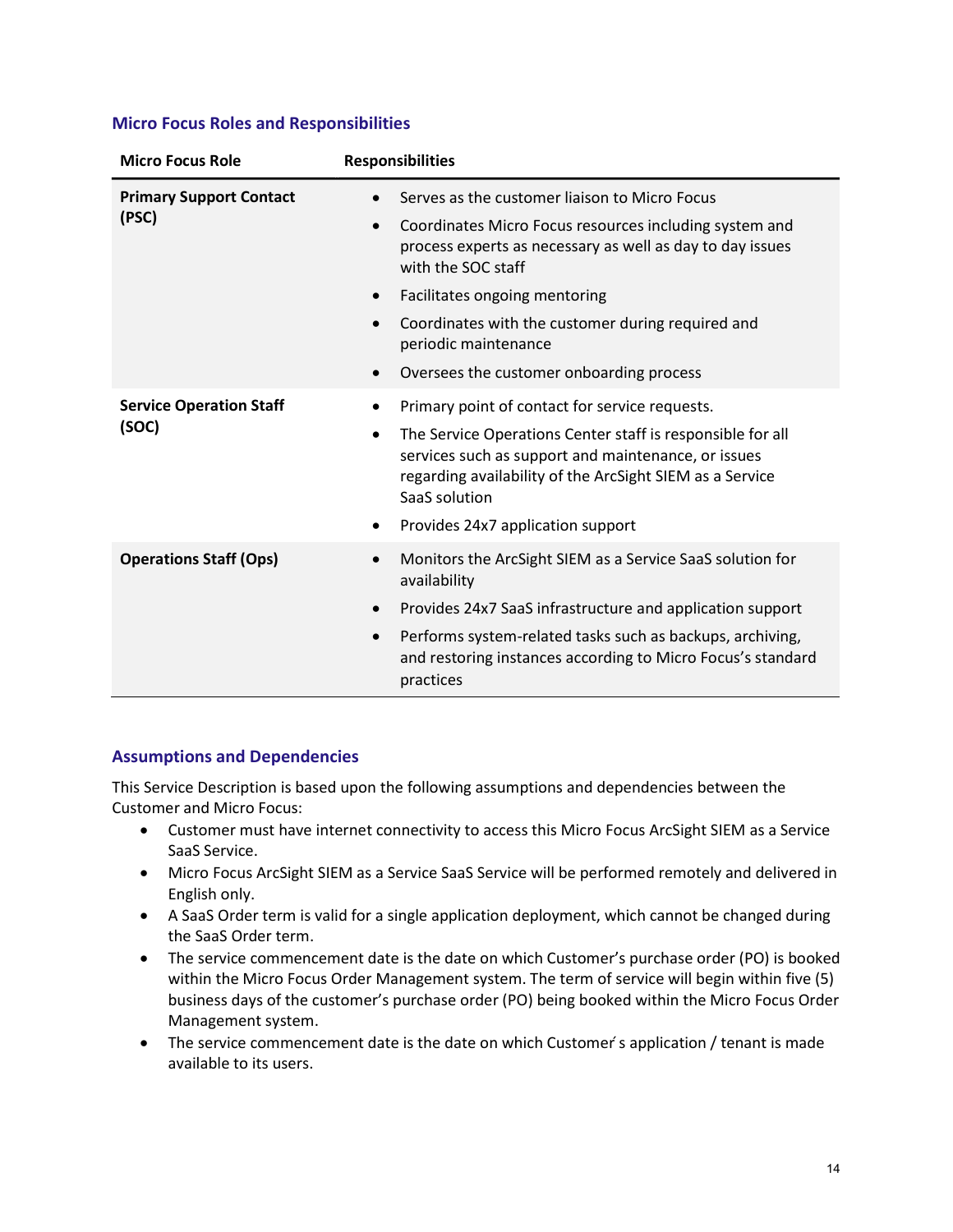### Micro Focus Roles and Responsibilities

| Micro Focus Role | Responsibilities |
|---|---|
| **Primary Support Contact (PSC)** | • Serves as the customer liaison to Micro Focus<br>• Coordinates Micro Focus resources including system and process experts as necessary as well as day to day issues with the SOC staff<br>• Facilitates ongoing mentoring<br>• Coordinates with the customer during required and periodic maintenance<br>• Oversees the customer onboarding process |
| **Service Operation Staff (SOC)** | • Primary point of contact for service requests.<br>• The Service Operations Center staff is responsible for all services such as support and maintenance, or issues regarding availability of the ArcSight SIEM as a Service SaaS solution<br>• Provides 24x7 application support |
| **Operations Staff (Ops)** | • Monitors the ArcSight SIEM as a Service SaaS solution for availability<br>• Provides 24x7 SaaS infrastructure and application support<br>• Performs system-related tasks such as backups, archiving, and restoring instances according to Micro Focus's standard practices |

### Assumptions and Dependencies

This Service Description is based upon the following assumptions and dependencies between the Customer and Micro Focus:

- Customer must have internet connectivity to access this Micro Focus ArcSight SIEM as a Service SaaS Service.
- Micro Focus ArcSight SIEM as a Service SaaS Service will be performed remotely and delivered in English only.
- A SaaS Order term is valid for a single application deployment, which cannot be changed during the SaaS Order term.
- The service commencement date is the date on which Customer's purchase order (PO) is booked within the Micro Focus Order Management system. The term of service will begin within five (5) business days of the customer's purchase order (PO) being booked within the Micro Focus Order Management system.
- The service commencement date is the date on which Customer's application / tenant is made available to its users.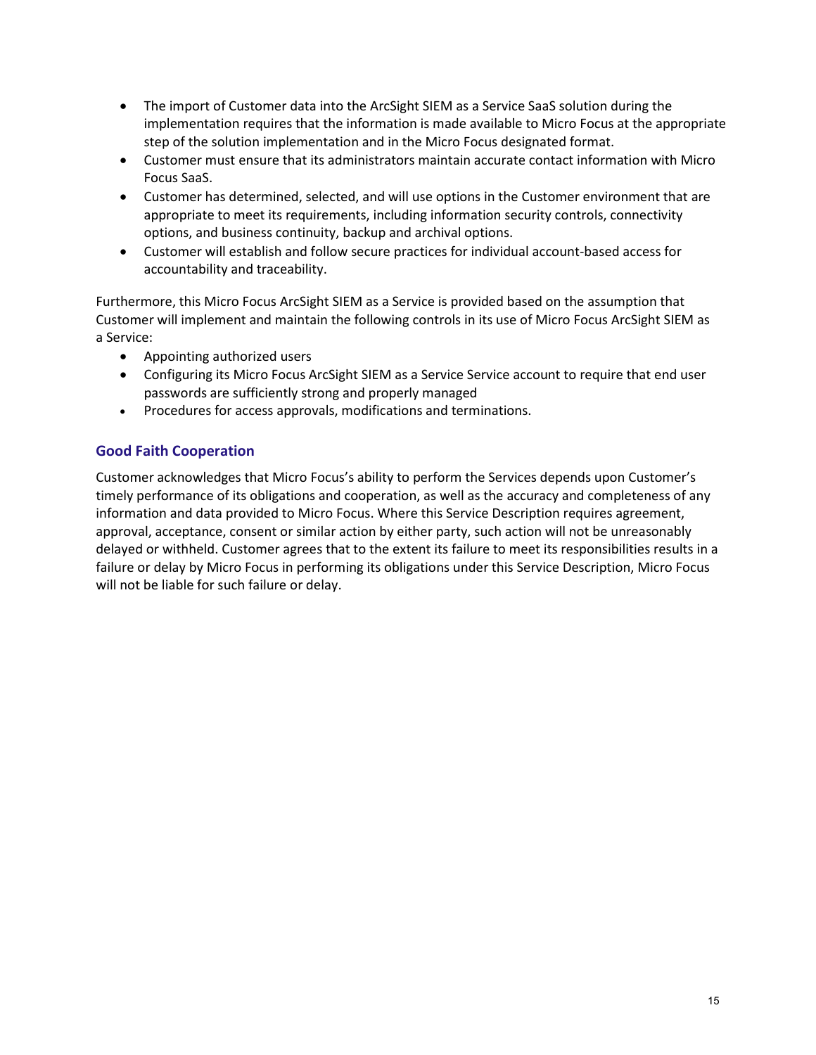- The import of Customer data into the ArcSight SIEM as a Service SaaS solution during the implementation requires that the information is made available to Micro Focus at the appropriate step of the solution implementation and in the Micro Focus designated format.
- Customer must ensure that its administrators maintain accurate contact information with Micro Focus SaaS.
- Customer has determined, selected, and will use options in the Customer environment that are appropriate to meet its requirements, including information security controls, connectivity options, and business continuity, backup and archival options.
- Customer will establish and follow secure practices for individual account-based access for accountability and traceability.

Furthermore, this Micro Focus ArcSight SIEM as a Service is provided based on the assumption that Customer will implement and maintain the following controls in its use of Micro Focus ArcSight SIEM as a Service:

- Appointing authorized users
- Configuring its Micro Focus ArcSight SIEM as a Service Service account to require that end user passwords are sufficiently strong and properly managed
- Procedures for access approvals, modifications and terminations.

### Good Faith Cooperation

Customer acknowledges that Micro Focus's ability to perform the Services depends upon Customer's timely performance of its obligations and cooperation, as well as the accuracy and completeness of any information and data provided to Micro Focus. Where this Service Description requires agreement, approval, acceptance, consent or similar action by either party, such action will not be unreasonably delayed or withheld. Customer agrees that to the extent its failure to meet its responsibilities results in a failure or delay by Micro Focus in performing its obligations under this Service Description, Micro Focus will not be liable for such failure or delay.